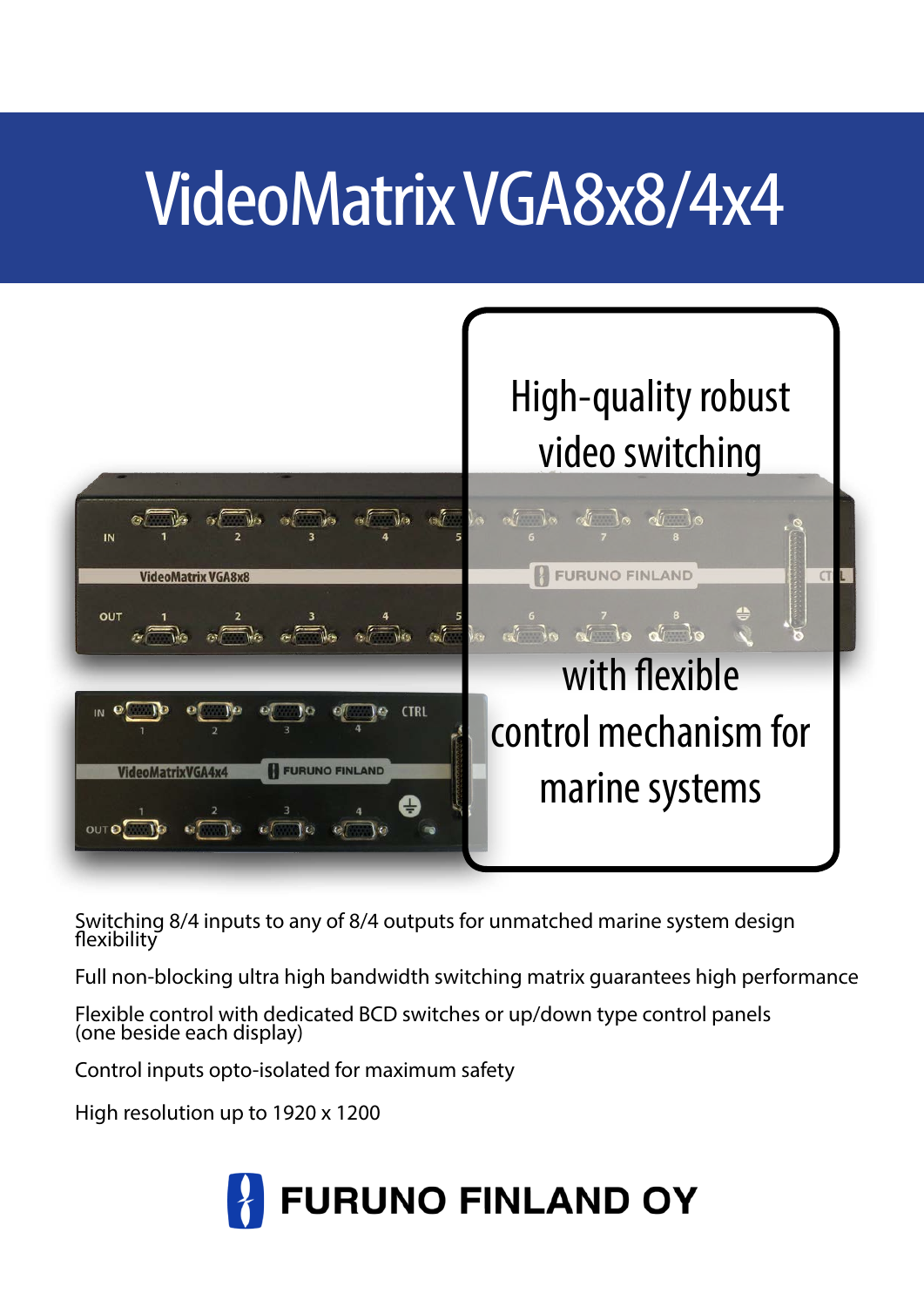# VideoMatrix VGA8x8/4x4

High-quality robust video switching with flexible control mechanism for marine systems

Switching 8/4 inputs to any of 8/4 outputs for unmatched marine system design flexibility

Full non-blocking ultra high bandwidth switching matrix guarantees high performance

Flexible control with dedicated BCD switches or up/down type control panels (one beside each display)

Control inputs opto-isolated for maximum safety

High resolution up to 1920 x 1200

**FURUNO FINLAND OY**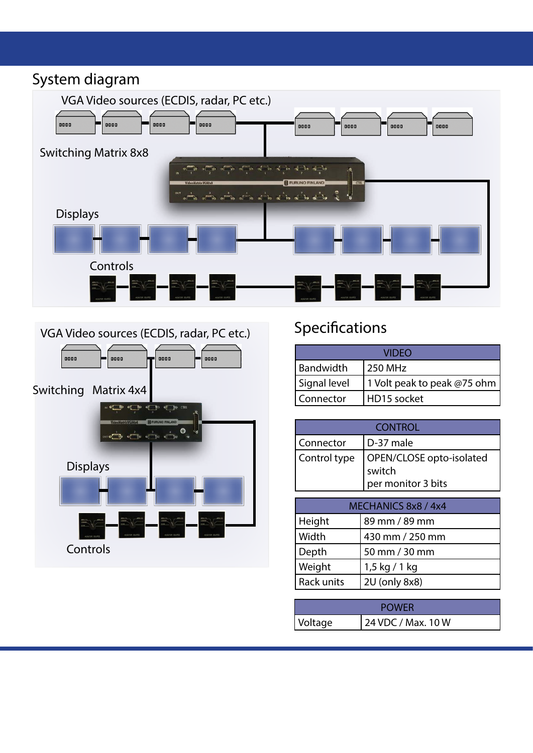## System diagram

VGA Video sources (ECDIS, radar, PC etc.)

Switching Matrix 8x8

Displays

Controls

VGA Video sources (ECDIS, radar, PC etc.)

Switching Matrix 4x4

Displays

Controls

## Specifications

| VIDEO | |
|---|---|
| Bandwidth | 250 MHz |
| Signal level | 1 Volt peak to peak @75 ohm |
| Connector | HD15 socket |

| CONTROL | |
|---|---|
| Connector | D-37 male |
| Control type | OPEN/CLOSE opto-isolated switch per monitor 3 bits |

| MECHANICS 8x8 / 4x4 | |
|---|---|
| Height | 89 mm / 89 mm |
| Width | 430 mm / 250 mm |
| Depth | 50 mm / 30 mm |
| Weight | 1,5 kg / 1 kg |
| Rack units | 2U (only 8x8) |

| POWER | |
|---|---|
| Voltage | 24 VDC / Max. 10 W |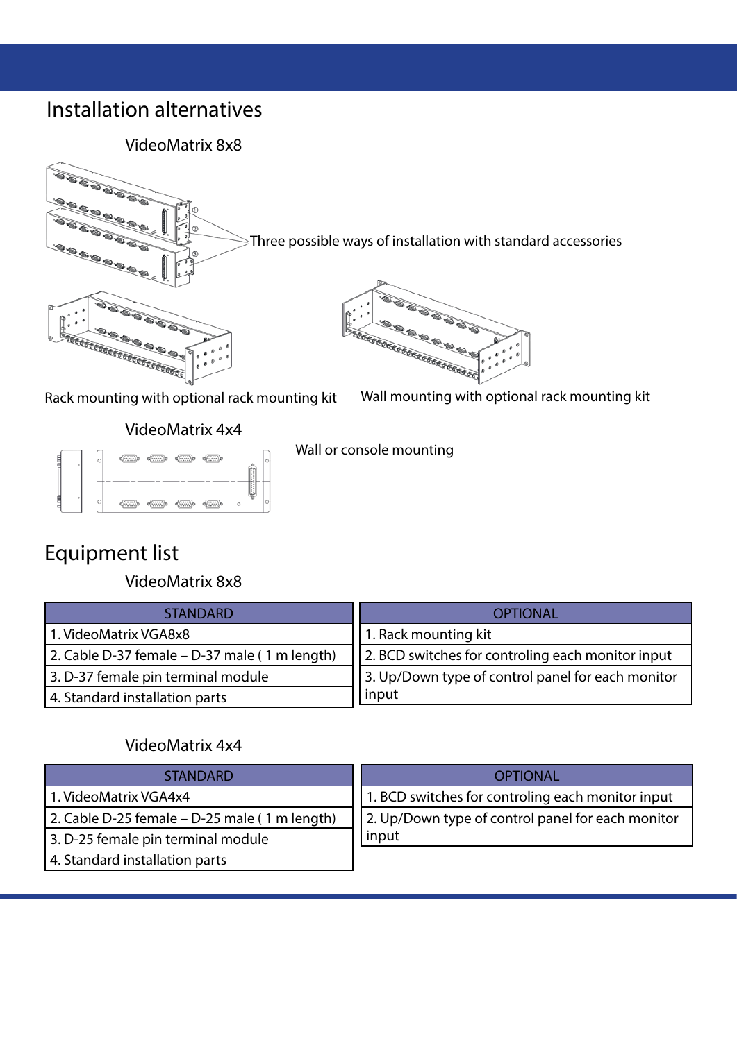# Installation alternatives

### VideoMatrix 8x8

Three possible ways of installation with standard accessories

Rack mounting with optional rack mounting kit

Wall mounting with optional rack mounting kit

### VideoMatrix 4x4

Wall or console mounting

# Equipment list

### VideoMatrix 8x8

| STANDARD |
|---|
| 1. VideoMatrix VGA8x8 |
| 2. Cable D-37 female – D-37 male ( 1 m length) |
| 3. D-37 female pin terminal module |
| 4. Standard installation parts |

| OPTIONAL |
|---|
| 1. Rack mounting kit |
| 2. BCD switches for controling each monitor input |
| 3. Up/Down type of control panel for each monitor input |

### VideoMatrix 4x4

| STANDARD |
|---|
| 1. VideoMatrix VGA4x4 |
| 2. Cable D-25 female – D-25 male ( 1 m length) |
| 3. D-25 female pin terminal module |
| 4. Standard installation parts |

| OPTIONAL |
|---|
| 1. BCD switches for controling each monitor input |
| 2. Up/Down type of control panel for each monitor input |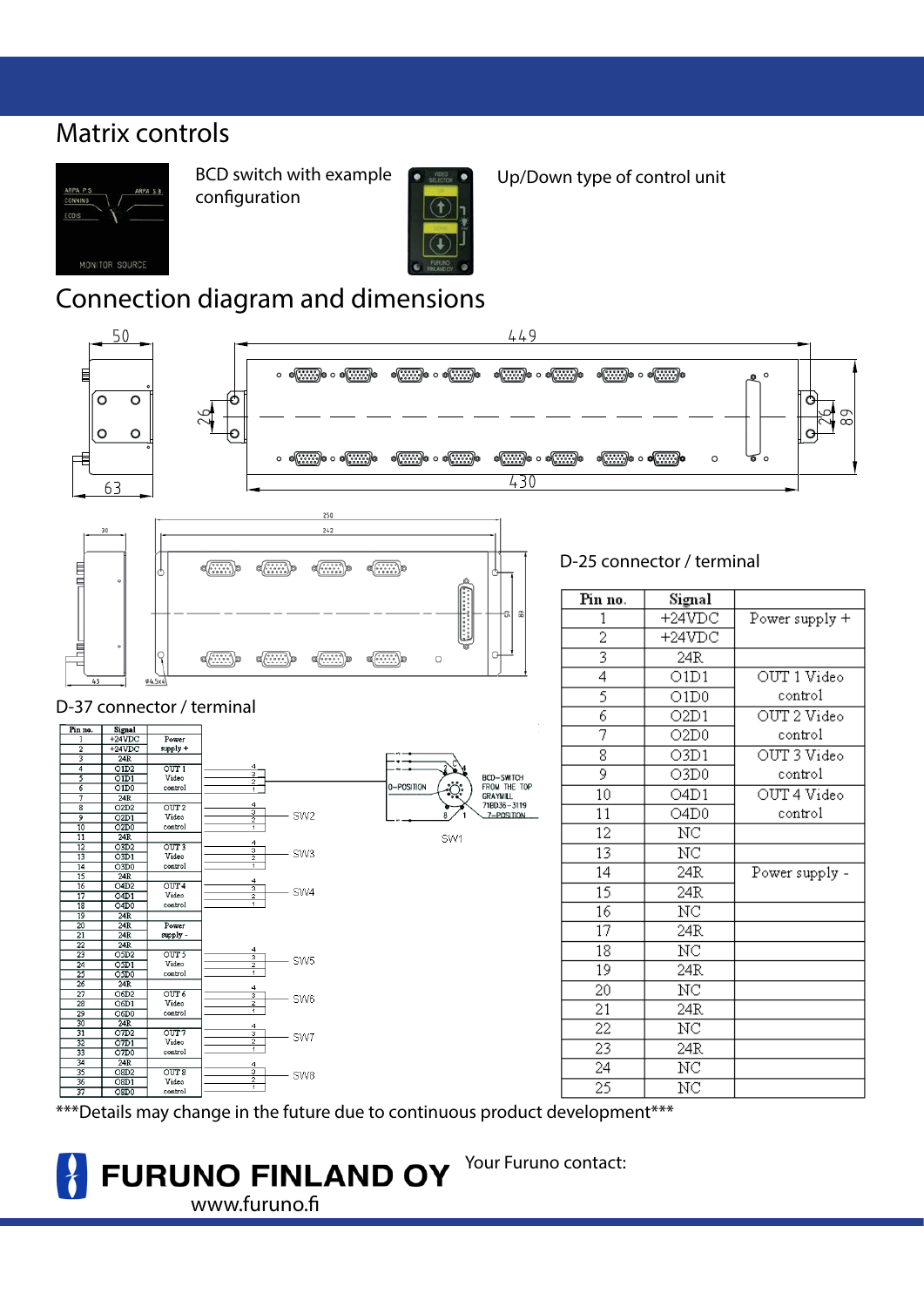# Matrix controls

BCD switch with example configuration

Up/Down type of control unit

# Connection diagram and dimensions

## D-25 connector / terminal

| Pin no. | Signal | |
|---|---|---|
| 1 | +24VDC | Power supply + |
| 2 | +24VDC | |
| 3 | 24R | |
| 4 | O1D1 | OUT 1 Video control |
| 5 | O1D0 | |
| 6 | O2D1 | OUT 2 Video control |
| 7 | O2D0 | |
| 8 | O3D1 | OUT 3 Video control |
| 9 | O3D0 | |
| 10 | O4D1 | OUT 4 Video control |
| 11 | O4D0 | |
| 12 | NC | |
| 13 | NC | |
| 14 | 24R | Power supply - |
| 15 | 24R | |
| 16 | NC | |
| 17 | 24R | |
| 18 | NC | |
| 19 | 24R | |
| 20 | NC | |
| 21 | 24R | |
| 22 | NC | |
| 23 | 24R | |
| 24 | NC | |
| 25 | NC | |

## D-37 connector / terminal

| Pin no. | Signal | |
|---|---|---|
| 1 | +24VDC | Power supply + |
| 2 | +24VDC | |
| 3 | 24R | |
| 4 | O1D2 | OUT 1 Video control |
| 5 | O1D1 | |
| 6 | O1D0 | |
| 7 | 24R | |
| 8 | O2D2 | OUT 2 Video control |
| 9 | O2D1 | |
| 10 | O2D0 | |
| 11 | 24R | |
| 12 | O3D2 | OUT 3 Video control |
| 13 | O3D1 | |
| 14 | O3D0 | |
| 15 | 24R | |
| 16 | O4D2 | OUT 4 Video control |
| 17 | O4D1 | |
| 18 | O4D0 | |
| 19 | 24R | |
| 20 | 24R | Power supply - |
| 21 | 24R | |
| 22 | 24R | |
| 23 | O5D2 | OUT 5 Video control |
| 24 | O5D1 | |
| 25 | O5D0 | |
| 26 | 24R | |
| 27 | O6D2 | OUT 6 Video control |
| 28 | O6D1 | |
| 29 | O6D0 | |
| 30 | 24R | |
| 31 | O7D2 | OUT 7 Video control |
| 32 | O7D1 | |
| 33 | O7D0 | |
| 34 | 24R | |
| 35 | O8D2 | OUT 8 Video control |
| 36 | O8D1 | |
| 37 | O8D0 | |

SW1, SW2, SW3, SW4, SW5, SW6, SW7, SW8

0-POSITION

BCD-SWITCH FROM THE TOP GRAYHILL 71BD36-3119 7-POSITION

***Details may change in the future due to continuous product development***

**FURUNO FINLAND OY**

www.furuno.fi

Your Furuno contact: